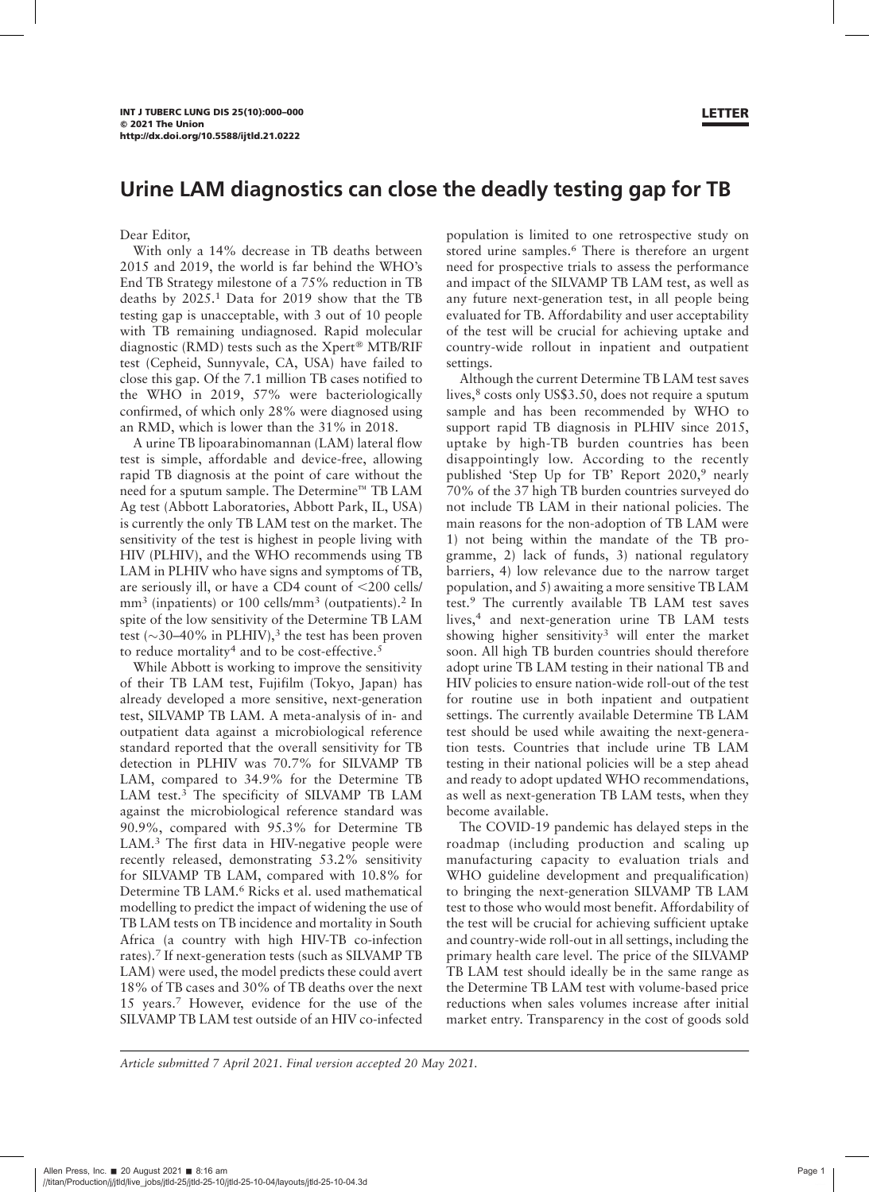LETTER

# Urine LAM diagnostics can close the deadly testing gap for TB

Dear Editor,

With only a 14% decrease in TB deaths between 2015 and 2019, the world is far behind the WHO's End TB Strategy milestone of a 75% reduction in TB deaths by 2025.[1] Data for 2019 show that the TB testing gap is unacceptable, with 3 out of 10 people with TB remaining undiagnosed. Rapid molecular diagnostic (RMD) tests such as the Xpert® MTB/RIF test (Cepheid, Sunnyvale, CA, USA) have failed to close this gap. Of the 7.1 million TB cases notified to the WHO in 2019, 57% were bacteriologically confirmed, of which only 28% were diagnosed using an RMD, which is lower than the 31% in 2018.

A urine TB lipoarabinomannan (LAM) lateral flow test is simple, affordable and device-free, allowing rapid TB diagnosis at the point of care without the need for a sputum sample. The Determine™ TB LAM Ag test (Abbott Laboratories, Abbott Park, IL, USA) is currently the only TB LAM test on the market. The sensitivity of the test is highest in people living with HIV (PLHIV), and the WHO recommends using TB LAM in PLHIV who have signs and symptoms of TB, are seriously ill, or have a CD4 count of <200 cells/mm$^3$ (inpatients) or 100 cells/mm$^3$ (outpatients).[2] In spite of the low sensitivity of the Determine TB LAM test (~30–40% in PLHIV),[3] the test has been proven to reduce mortality[4] and to be cost-effective.[5]

While Abbott is working to improve the sensitivity of their TB LAM test, Fujifilm (Tokyo, Japan) has already developed a more sensitive, next-generation test, SILVAMP TB LAM. A meta-analysis of in- and outpatient data against a microbiological reference standard reported that the overall sensitivity for TB detection in PLHIV was 70.7% for SILVAMP TB LAM, compared to 34.9% for the Determine TB LAM test.[3] The specificity of SILVAMP TB LAM against the microbiological reference standard was 90.9%, compared with 95.3% for Determine TB LAM.[3] The first data in HIV-negative people were recently released, demonstrating 53.2% sensitivity for SILVAMP TB LAM, compared with 10.8% for Determine TB LAM.[6] Ricks et al. used mathematical modelling to predict the impact of widening the use of TB LAM tests on TB incidence and mortality in South Africa (a country with high HIV-TB co-infection rates).[7] If next-generation tests (such as SILVAMP TB LAM) were used, the model predicts these could avert 18% of TB cases and 30% of TB deaths over the next 15 years.[7] However, evidence for the use of the SILVAMP TB LAM test outside of an HIV co-infected population is limited to one retrospective study on stored urine samples.[6] There is therefore an urgent need for prospective trials to assess the performance and impact of the SILVAMP TB LAM test, as well as any future next-generation test, in all people being evaluated for TB. Affordability and user acceptability of the test will be crucial for achieving uptake and country-wide rollout in inpatient and outpatient settings.

Although the current Determine TB LAM test saves lives,[8] costs only US$3.50, does not require a sputum sample and has been recommended by WHO to support rapid TB diagnosis in PLHIV since 2015, uptake by high-TB burden countries has been disappointingly low. According to the recently published 'Step Up for TB' Report 2020,[9] nearly 70% of the 37 high TB burden countries surveyed do not include TB LAM in their national policies. The main reasons for the non-adoption of TB LAM were 1) not being within the mandate of the TB programme, 2) lack of funds, 3) national regulatory barriers, 4) low relevance due to the narrow target population, and 5) awaiting a more sensitive TB LAM test.[9] The currently available TB LAM test saves lives,[4] and next-generation urine TB LAM tests showing higher sensitivity[3] will enter the market soon. All high TB burden countries should therefore adopt urine TB LAM testing in their national TB and HIV policies to ensure nation-wide roll-out of the test for routine use in both inpatient and outpatient settings. The currently available Determine TB LAM test should be used while awaiting the next-generation tests. Countries that include urine TB LAM testing in their national policies will be a step ahead and ready to adopt updated WHO recommendations, as well as next-generation TB LAM tests, when they become available.

The COVID-19 pandemic has delayed steps in the roadmap (including production and scaling up manufacturing capacity to evaluation trials and WHO guideline development and prequalification) to bringing the next-generation SILVAMP TB LAM test to those who would most benefit. Affordability of the test will be crucial for achieving sufficient uptake and country-wide roll-out in all settings, including the primary health care level. The price of the SILVAMP TB LAM test should ideally be in the same range as the Determine TB LAM test with volume-based price reductions when sales volumes increase after initial market entry. Transparency in the cost of goods sold

*Article submitted 7 April 2021. Final version accepted 20 May 2021.*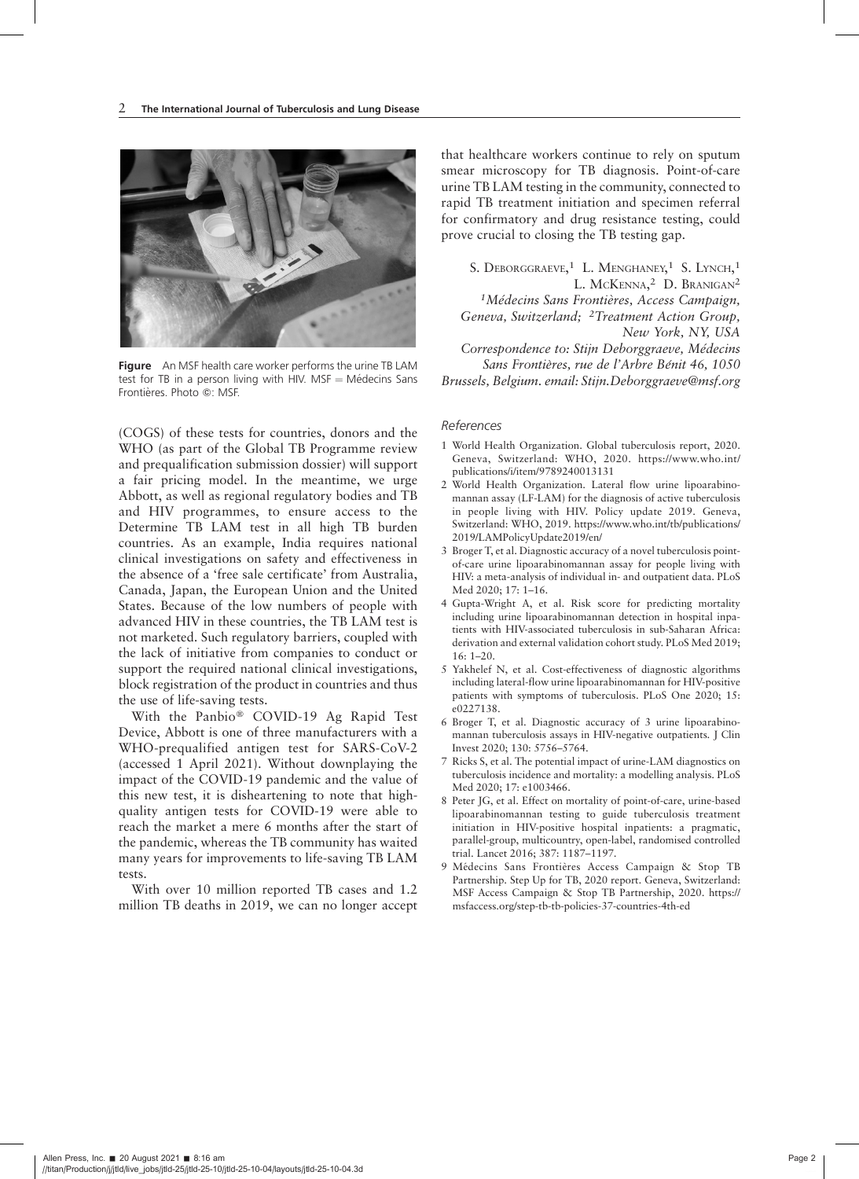**Figure** An MSF health care worker performs the urine TB LAM test for TB in a person living with HIV. MSF = Médecins Sans Frontières. Photo ©: MSF.

(COGS) of these tests for countries, donors and the WHO (as part of the Global TB Programme review and prequalification submission dossier) will support a fair pricing model. In the meantime, we urge Abbott, as well as regional regulatory bodies and TB and HIV programmes, to ensure access to the Determine TB LAM test in all high TB burden countries. As an example, India requires national clinical investigations on safety and effectiveness in the absence of a 'free sale certificate' from Australia, Canada, Japan, the European Union and the United States. Because of the low numbers of people with advanced HIV in these countries, the TB LAM test is not marketed. Such regulatory barriers, coupled with the lack of initiative from companies to conduct or support the required national clinical investigations, block registration of the product in countries and thus the use of life-saving tests.

With the Panbio® COVID-19 Ag Rapid Test Device, Abbott is one of three manufacturers with a WHO-prequalified antigen test for SARS-CoV-2 (accessed 1 April 2021). Without downplaying the impact of the COVID-19 pandemic and the value of this new test, it is disheartening to note that high-quality antigen tests for COVID-19 were able to reach the market a mere 6 months after the start of the pandemic, whereas the TB community has waited many years for improvements to life-saving TB LAM tests.

With over 10 million reported TB cases and 1.2 million TB deaths in 2019, we can no longer accept that healthcare workers continue to rely on sputum smear microscopy for TB diagnosis. Point-of-care urine TB LAM testing in the community, connected to rapid TB treatment initiation and specimen referral for confirmatory and drug resistance testing, could prove crucial to closing the TB testing gap.

S. Deborggraeve,[1] L. Menghaney,[1] S. Lynch,[1] L. McKenna,[2] D. Branigan[2]

*[1]Médecins Sans Frontières, Access Campaign, Geneva, Switzerland; [2]Treatment Action Group, New York, NY, USA*

*Correspondence to: Stijn Deborggraeve, Médecins Sans Frontières, rue de l'Arbre Bénit 46, 1050 Brussels, Belgium. email: Stijn.Deborggraeve@msf.org*

### *References*

1. World Health Organization. Global tuberculosis report, 2020. Geneva, Switzerland: WHO, 2020. https://www.who.int/publications/i/item/9789240013131
2. World Health Organization. Lateral flow urine lipoarabinomannan assay (LF-LAM) for the diagnosis of active tuberculosis in people living with HIV. Policy update 2019. Geneva, Switzerland: WHO, 2019. https://www.who.int/tb/publications/2019/LAMPolicyUpdate2019/en/
3. Broger T, et al. Diagnostic accuracy of a novel tuberculosis point-of-care urine lipoarabinomannan assay for people living with HIV: a meta-analysis of individual in- and outpatient data. PLoS Med 2020; 17: 1–16.
4. Gupta-Wright A, et al. Risk score for predicting mortality including urine lipoarabinomannan detection in hospital inpatients with HIV-associated tuberculosis in sub-Saharan Africa: derivation and external validation cohort study. PLoS Med 2019; 16: 1–20.
5. Yakhelef N, et al. Cost-effectiveness of diagnostic algorithms including lateral-flow urine lipoarabinomannan for HIV-positive patients with symptoms of tuberculosis. PLoS One 2020; 15: e0227138.
6. Broger T, et al. Diagnostic accuracy of 3 urine lipoarabinomannan tuberculosis assays in HIV-negative outpatients. J Clin Invest 2020; 130: 5756–5764.
7. Ricks S, et al. The potential impact of urine-LAM diagnostics on tuberculosis incidence and mortality: a modelling analysis. PLoS Med 2020; 17: e1003466.
8. Peter JG, et al. Effect on mortality of point-of-care, urine-based lipoarabinomannan testing to guide tuberculosis treatment initiation in HIV-positive hospital inpatients: a pragmatic, parallel-group, multicountry, open-label, randomised controlled trial. Lancet 2016; 387: 1187–1197.
9. Médecins Sans Frontières Access Campaign & Stop TB Partnership. Step Up for TB, 2020 report. Geneva, Switzerland: MSF Access Campaign & Stop TB Partnership, 2020. https://msfaccess.org/step-tb-tb-policies-37-countries-4th-ed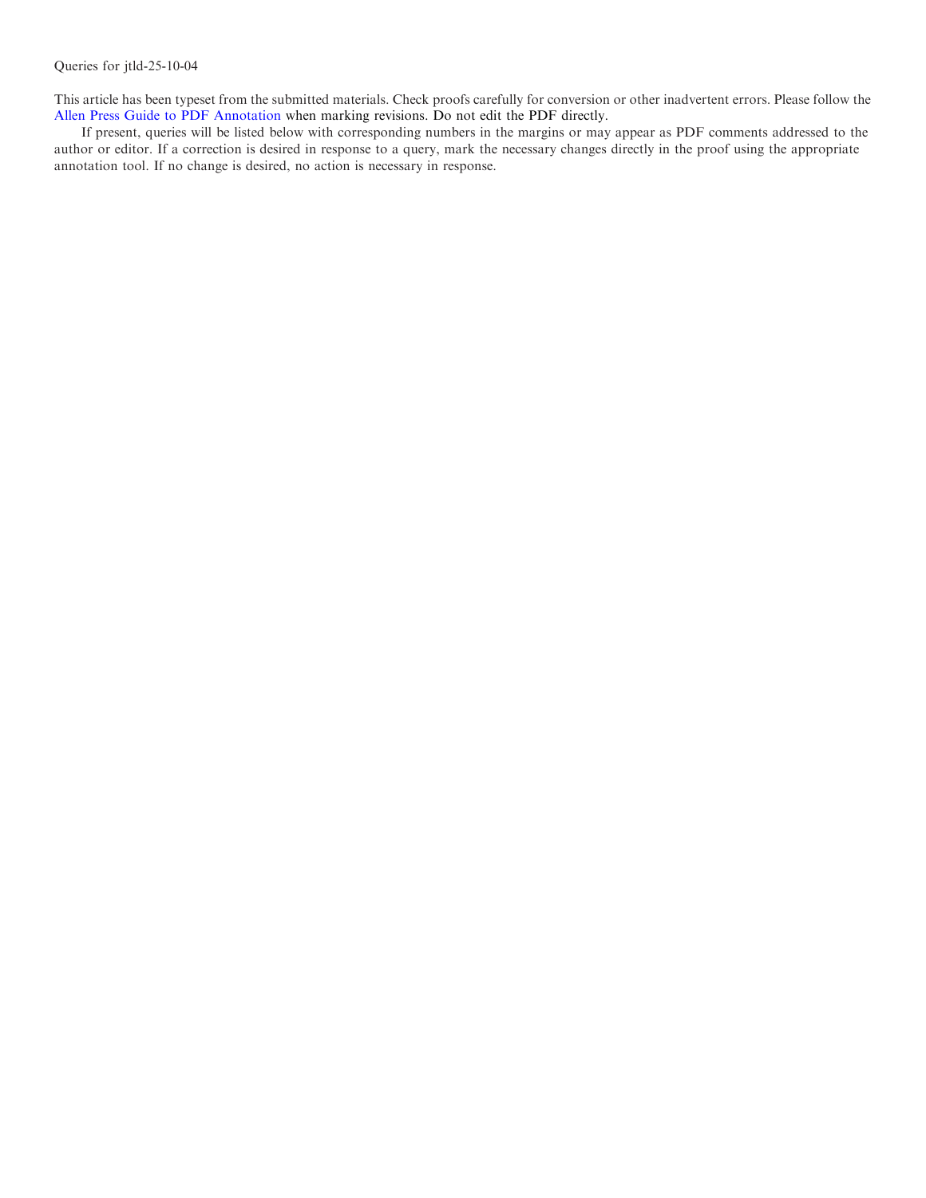Queries for jtld-25-10-04

This article has been typeset from the submitted materials. Check proofs carefully for conversion or other inadvertent errors. Please follow the Allen Press Guide to PDF Annotation when marking revisions. Do not edit the PDF directly.

If present, queries will be listed below with corresponding numbers in the margins or may appear as PDF comments addressed to the author or editor. If a correction is desired in response to a query, mark the necessary changes directly in the proof using the appropriate annotation tool. If no change is desired, no action is necessary in response.